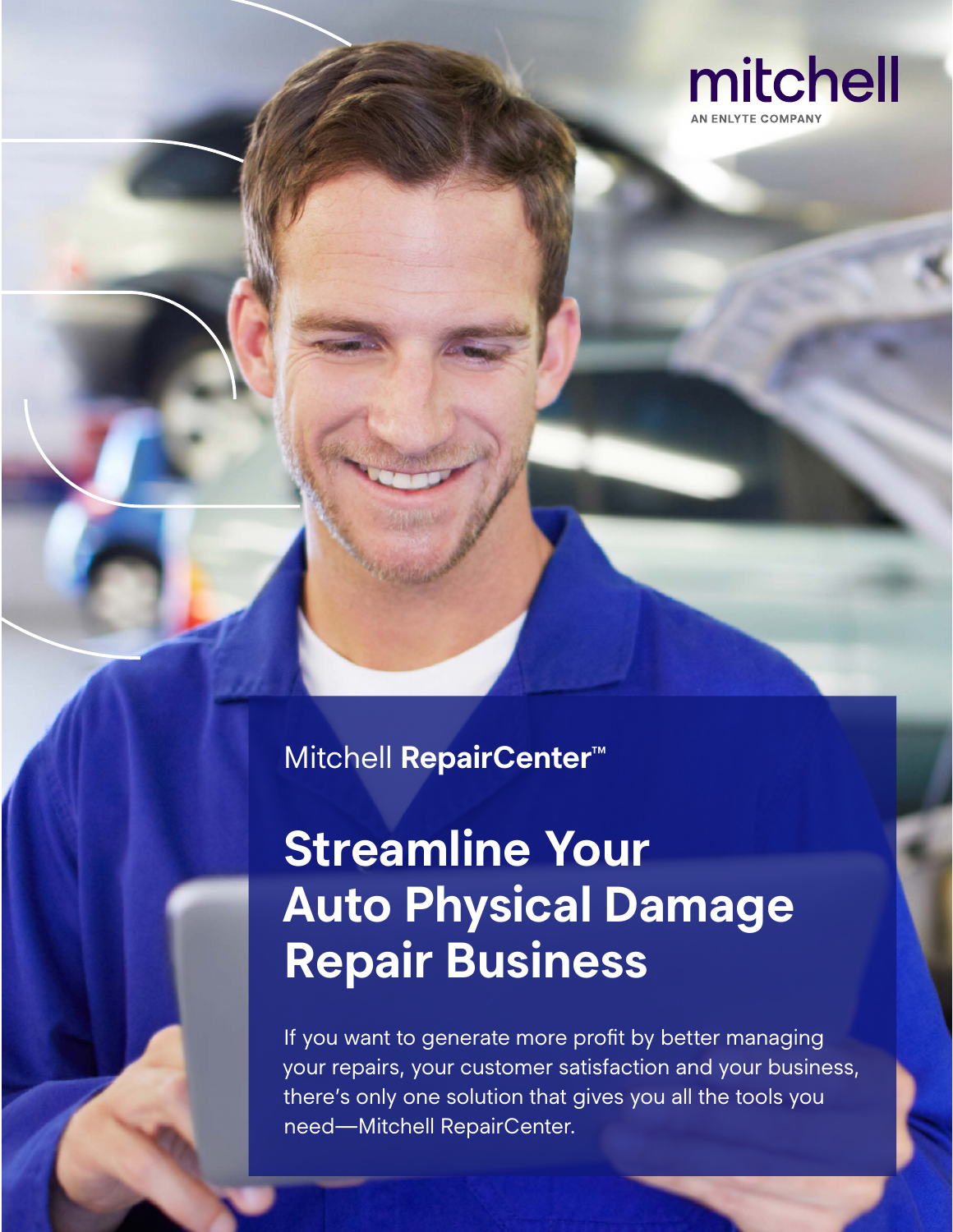mitchell

AN ENLYTE COMPANY

Mitchell **RepairCenter**™

# Streamline Your Auto Physical Damage Repair Business

If you want to generate more profit by better managing your repairs, your customer satisfaction and your business, there's only one solution that gives you all the tools you need—Mitchell RepairCenter.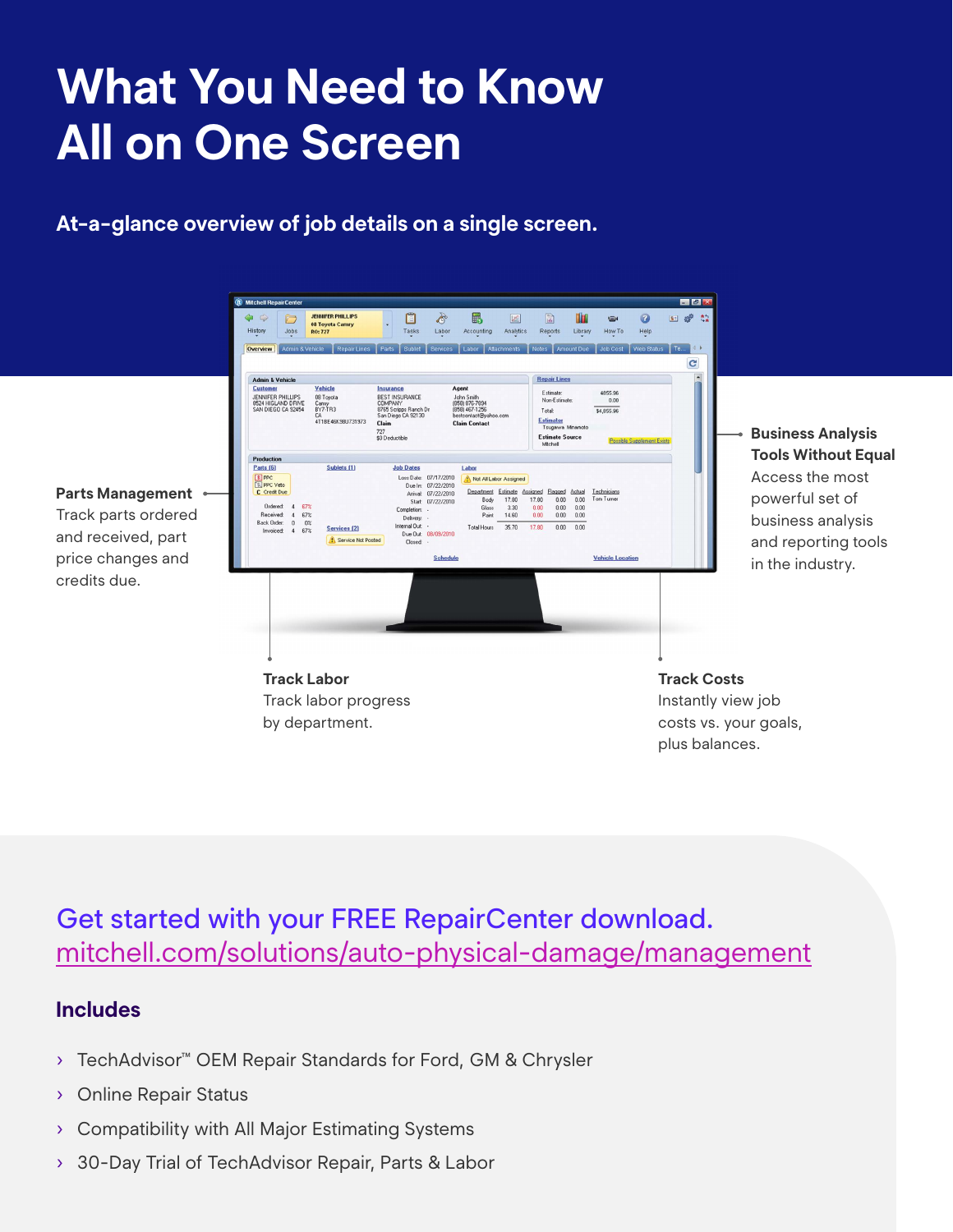# What You Need to Know All on One Screen

**At-a-glance overview of job details on a single screen.**

**Parts Management**
Track parts ordered and received, part price changes and credits due.

**Business Analysis Tools Without Equal**
Access the most powerful set of business analysis and reporting tools in the industry.

**Track Labor**
Track labor progress by department.

**Track Costs**
Instantly view job costs vs. your goals, plus balances.

## Get started with your FREE RepairCenter download.
mitchell.com/solutions/auto-physical-damage/management

### Includes

- TechAdvisor™ OEM Repair Standards for Ford, GM & Chrysler
- Online Repair Status
- Compatibility with All Major Estimating Systems
- 30-Day Trial of TechAdvisor Repair, Parts & Labor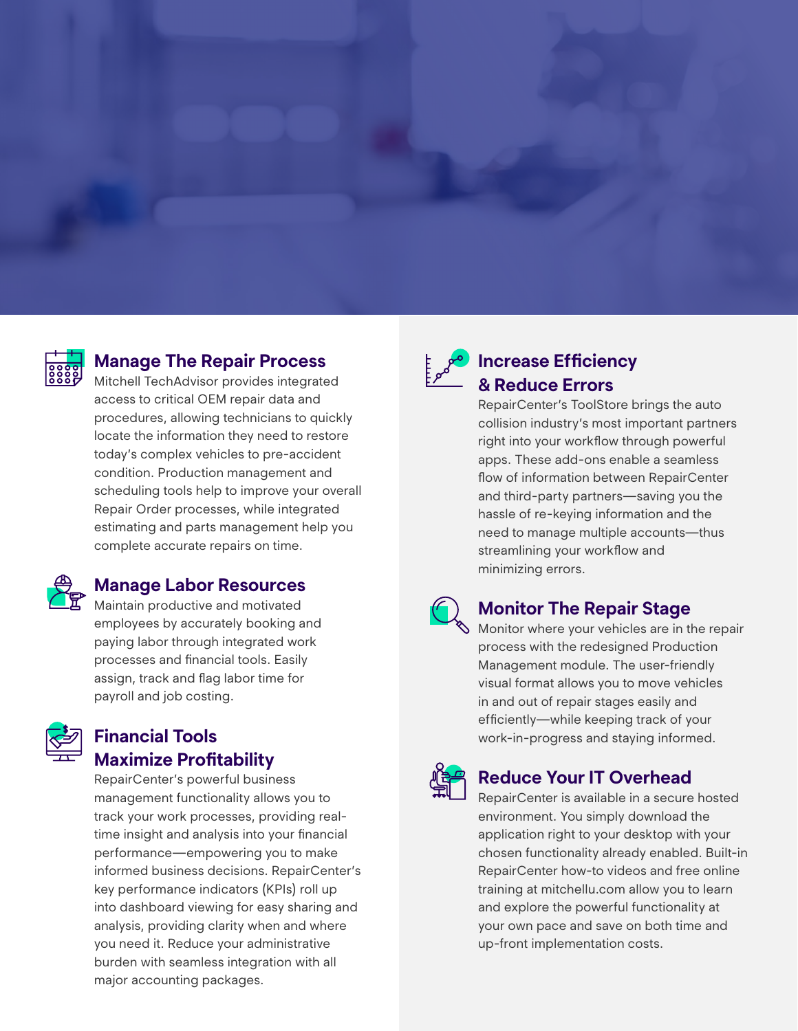## Manage The Repair Process

Mitchell TechAdvisor provides integrated access to critical OEM repair data and procedures, allowing technicians to quickly locate the information they need to restore today's complex vehicles to pre-accident condition. Production management and scheduling tools help to improve your overall Repair Order processes, while integrated estimating and parts management help you complete accurate repairs on time.

## Manage Labor Resources

Maintain productive and motivated employees by accurately booking and paying labor through integrated work processes and financial tools. Easily assign, track and flag labor time for payroll and job costing.

## Financial Tools Maximize Profitability

RepairCenter's powerful business management functionality allows you to track your work processes, providing real-time insight and analysis into your financial performance—empowering you to make informed business decisions. RepairCenter's key performance indicators (KPIs) roll up into dashboard viewing for easy sharing and analysis, providing clarity when and where you need it. Reduce your administrative burden with seamless integration with all major accounting packages.

## Increase Efficiency & Reduce Errors

RepairCenter's ToolStore brings the auto collision industry's most important partners right into your workflow through powerful apps. These add-ons enable a seamless flow of information between RepairCenter and third-party partners—saving you the hassle of re-keying information and the need to manage multiple accounts—thus streamlining your workflow and minimizing errors.

## Monitor The Repair Stage

Monitor where your vehicles are in the repair process with the redesigned Production Management module. The user-friendly visual format allows you to move vehicles in and out of repair stages easily and efficiently—while keeping track of your work-in-progress and staying informed.

## Reduce Your IT Overhead

RepairCenter is available in a secure hosted environment. You simply download the application right to your desktop with your chosen functionality already enabled. Built-in RepairCenter how-to videos and free online training at mitchellu.com allow you to learn and explore the powerful functionality at your own pace and save on both time and up-front implementation costs.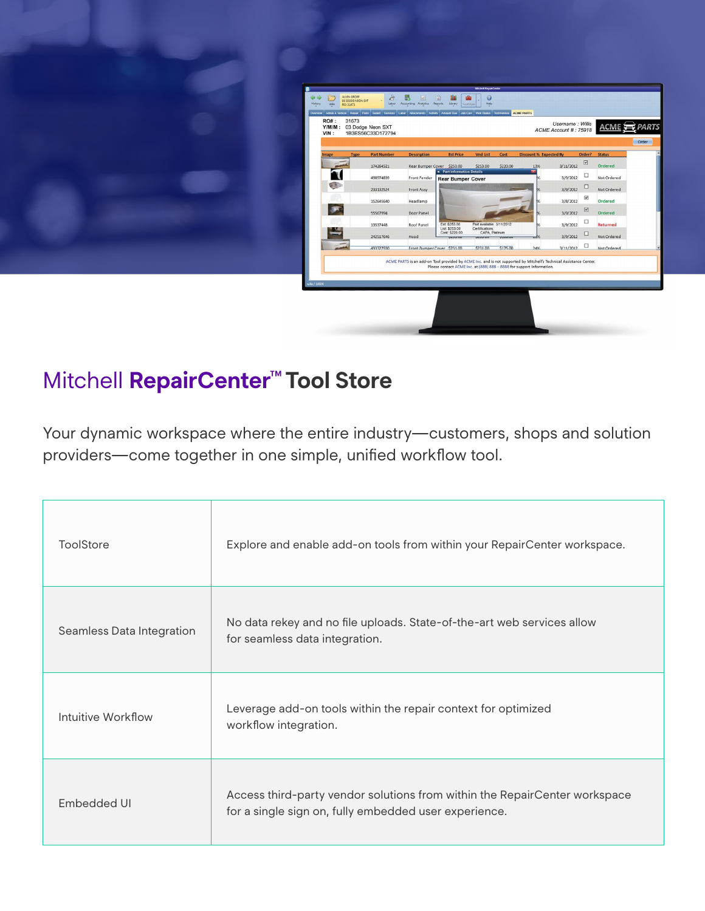# Mitchell **RepairCenter**™ Tool Store

Your dynamic workspace where the entire industry—customers, shops and solution providers—come together in one simple, unified workflow tool.

| | |
|---|---|
| ToolStore | Explore and enable add-on tools from within your RepairCenter workspace. |
| Seamless Data Integration | No data rekey and no file uploads. State-of-the-art web services allow for seamless data integration. |
| Intuitive Workflow | Leverage add-on tools within the repair context for optimized workflow integration. |
| Embedded UI | Access third-party vendor solutions from within the RepairCenter workspace for a single sign on, fully embedded user experience. |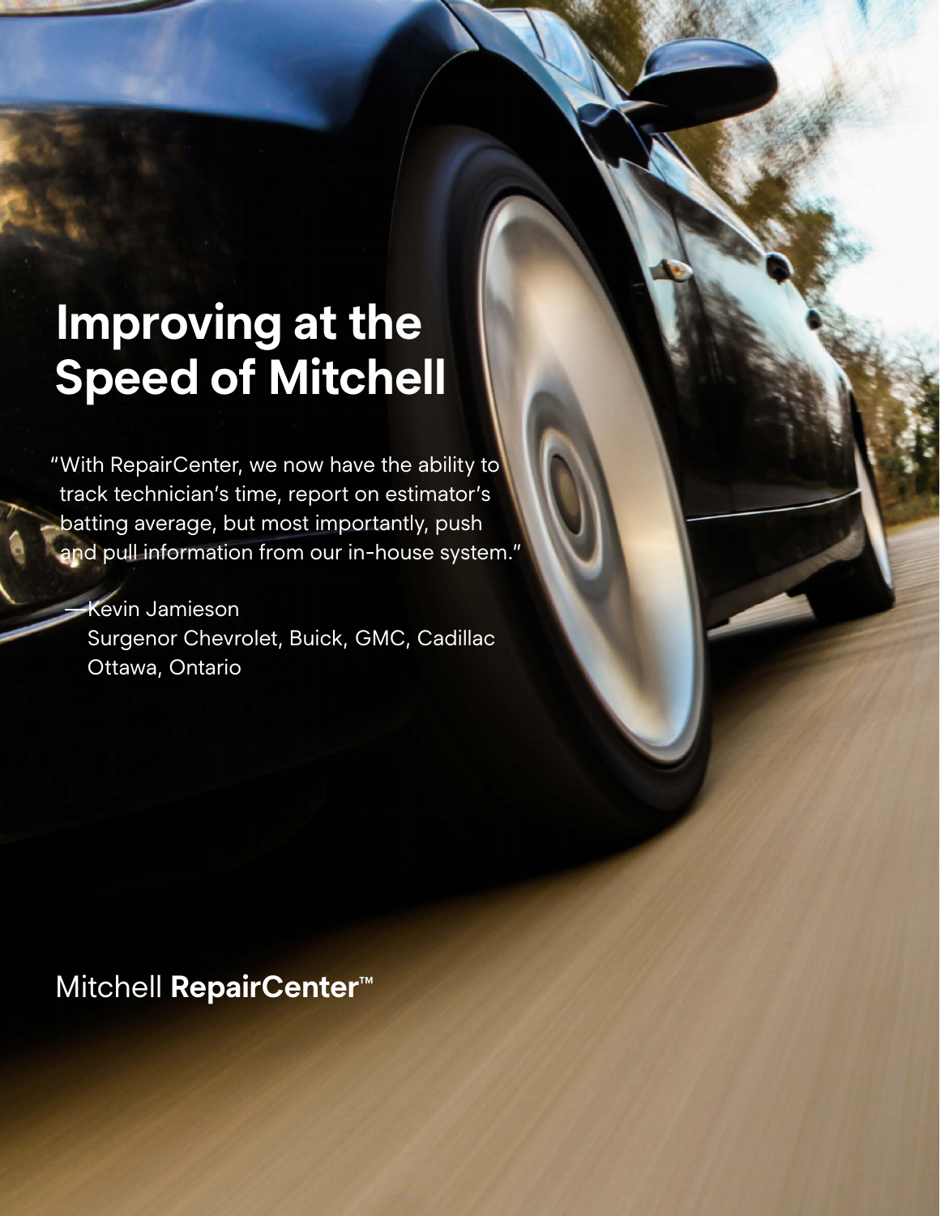# Improving at the Speed of Mitchell

"With RepairCenter, we now have the ability to track technician's time, report on estimator's batting average, but most importantly, push and pull information from our in-house system."

—Kevin Jamieson
Surgenor Chevrolet, Buick, GMC, Cadillac
Ottawa, Ontario

Mitchell **RepairCenter™**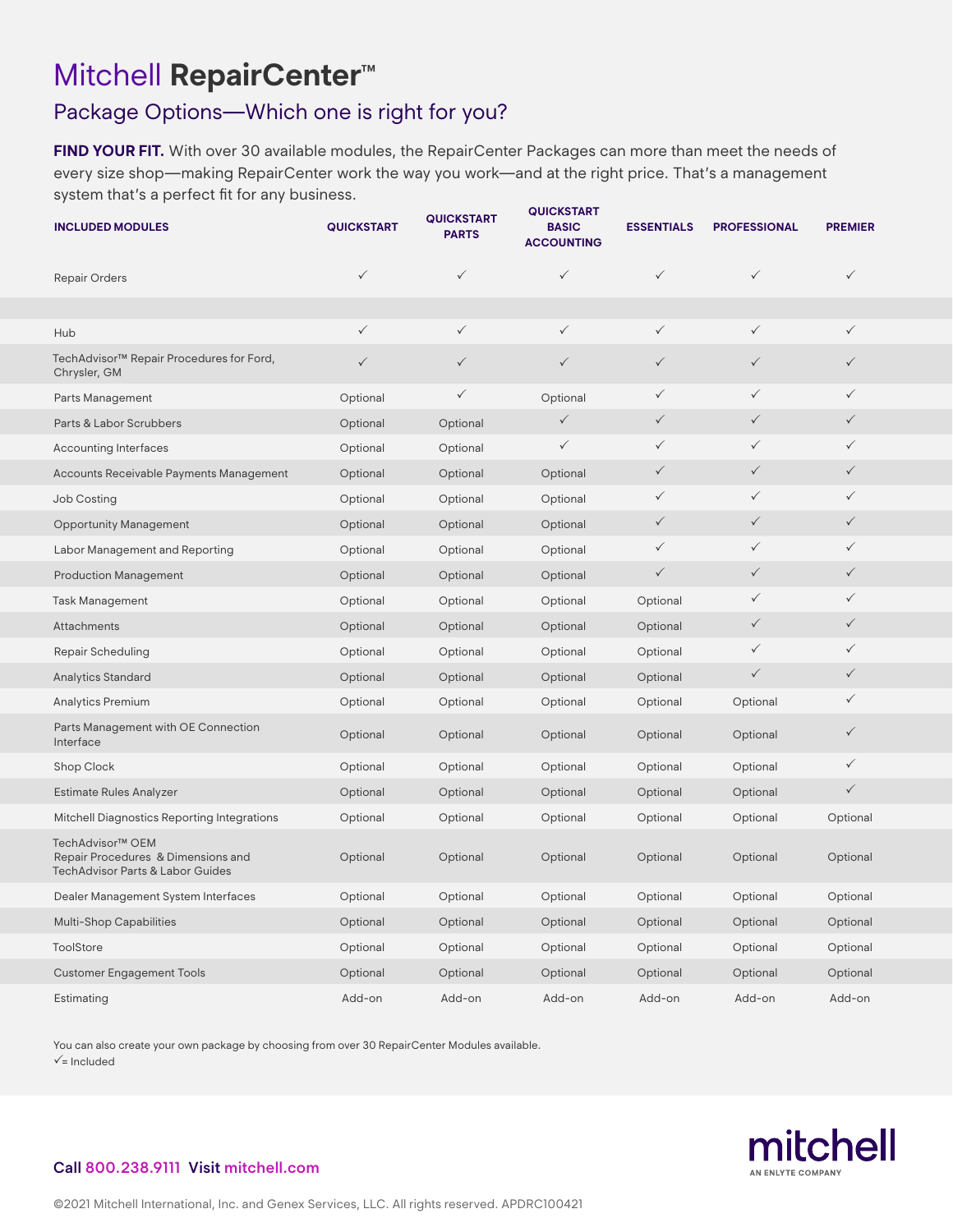# Mitchell RepairCenter™

## Package Options—Which one is right for you?

**FIND YOUR FIT.** With over 30 available modules, the RepairCenter Packages can more than meet the needs of every size shop—making RepairCenter work the way you work—and at the right price. That's a management system that's a perfect fit for any business.

| INCLUDED MODULES | QUICKSTART | QUICKSTART PARTS | QUICKSTART BASIC ACCOUNTING | ESSENTIALS | PROFESSIONAL | PREMIER |
|---|---|---|---|---|---|---|
| Repair Orders | ✓ | ✓ | ✓ | ✓ | ✓ | ✓ |
| | | | | | | |
| Hub | ✓ | ✓ | ✓ | ✓ | ✓ | ✓ |
| TechAdvisor™ Repair Procedures for Ford, Chrysler, GM | ✓ | ✓ | ✓ | ✓ | ✓ | ✓ |
| Parts Management | Optional | ✓ | Optional | ✓ | ✓ | ✓ |
| Parts & Labor Scrubbers | Optional | Optional | ✓ | ✓ | ✓ | ✓ |
| Accounting Interfaces | Optional | Optional | ✓ | ✓ | ✓ | ✓ |
| Accounts Receivable Payments Management | Optional | Optional | Optional | ✓ | ✓ | ✓ |
| Job Costing | Optional | Optional | Optional | ✓ | ✓ | ✓ |
| Opportunity Management | Optional | Optional | Optional | ✓ | ✓ | ✓ |
| Labor Management and Reporting | Optional | Optional | Optional | ✓ | ✓ | ✓ |
| Production Management | Optional | Optional | Optional | ✓ | ✓ | ✓ |
| Task Management | Optional | Optional | Optional | Optional | ✓ | ✓ |
| Attachments | Optional | Optional | Optional | Optional | ✓ | ✓ |
| Repair Scheduling | Optional | Optional | Optional | Optional | ✓ | ✓ |
| Analytics Standard | Optional | Optional | Optional | Optional | ✓ | ✓ |
| Analytics Premium | Optional | Optional | Optional | Optional | Optional | ✓ |
| Parts Management with OE Connection Interface | Optional | Optional | Optional | Optional | Optional | ✓ |
| Shop Clock | Optional | Optional | Optional | Optional | Optional | ✓ |
| Estimate Rules Analyzer | Optional | Optional | Optional | Optional | Optional | ✓ |
| Mitchell Diagnostics Reporting Integrations | Optional | Optional | Optional | Optional | Optional | Optional |
| TechAdvisor™ OEM Repair Procedures & Dimensions and TechAdvisor Parts & Labor Guides | Optional | Optional | Optional | Optional | Optional | Optional |
| Dealer Management System Interfaces | Optional | Optional | Optional | Optional | Optional | Optional |
| Multi-Shop Capabilities | Optional | Optional | Optional | Optional | Optional | Optional |
| ToolStore | Optional | Optional | Optional | Optional | Optional | Optional |
| Customer Engagement Tools | Optional | Optional | Optional | Optional | Optional | Optional |
| Estimating | Add-on | Add-on | Add-on | Add-on | Add-on | Add-on |

You can also create your own package by choosing from over 30 RepairCenter Modules available.
✓= Included

**Call 800.238.9111 Visit mitchell.com**

mitchell
AN ENLYTE COMPANY

©2021 Mitchell International, Inc. and Genex Services, LLC. All rights reserved. APDRC100421